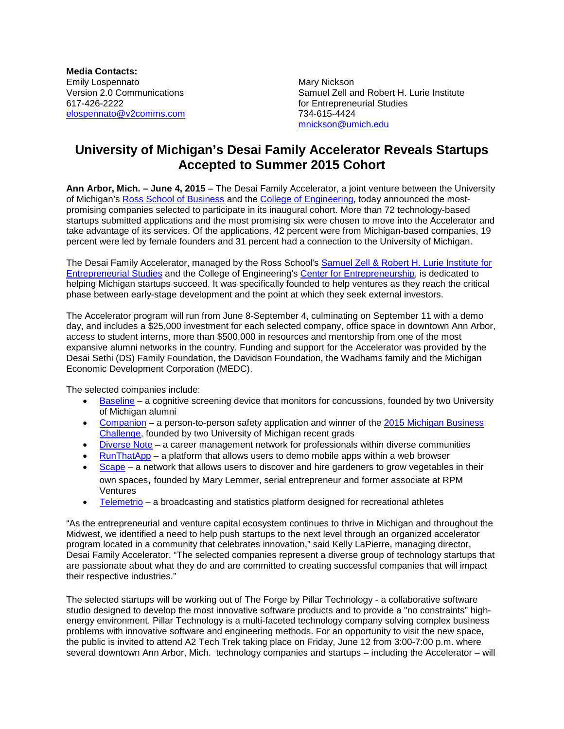**Media Contacts:**

Emily Lospennato
Version 2.0 Communications
617-426-2222
elospennato@v2comms.com

Mary Nickson
Samuel Zell and Robert H. Lurie Institute for Entrepreneurial Studies
734-615-4424
mnickson@umich.edu

# University of Michigan's Desai Family Accelerator Reveals Startups Accepted to Summer 2015 Cohort

**Ann Arbor, Mich. – June 4, 2015** – The Desai Family Accelerator, a joint venture between the University of Michigan's Ross School of Business and the College of Engineering, today announced the most-promising companies selected to participate in its inaugural cohort. More than 72 technology-based startups submitted applications and the most promising six were chosen to move into the Accelerator and take advantage of its services. Of the applications, 42 percent were from Michigan-based companies, 19 percent were led by female founders and 31 percent had a connection to the University of Michigan.

The Desai Family Accelerator, managed by the Ross School's Samuel Zell & Robert H. Lurie Institute for Entrepreneurial Studies and the College of Engineering's Center for Entrepreneurship, is dedicated to helping Michigan startups succeed. It was specifically founded to help ventures as they reach the critical phase between early-stage development and the point at which they seek external investors.

The Accelerator program will run from June 8-September 4, culminating on September 11 with a demo day, and includes a $25,000 investment for each selected company, office space in downtown Ann Arbor, access to student interns, more than $500,000 in resources and mentorship from one of the most expansive alumni networks in the country. Funding and support for the Accelerator was provided by the Desai Sethi (DS) Family Foundation, the Davidson Foundation, the Wadhams family and the Michigan Economic Development Corporation (MEDC).

The selected companies include:

- Baseline – a cognitive screening device that monitors for concussions, founded by two University of Michigan alumni
- Companion – a person-to-person safety application and winner of the 2015 Michigan Business Challenge, founded by two University of Michigan recent grads
- Diverse Note – a career management network for professionals within diverse communities
- RunThatApp – a platform that allows users to demo mobile apps within a web browser
- Scape – a network that allows users to discover and hire gardeners to grow vegetables in their own spaces, founded by Mary Lemmer, serial entrepreneur and former associate at RPM Ventures
- Telemetrio – a broadcasting and statistics platform designed for recreational athletes

"As the entrepreneurial and venture capital ecosystem continues to thrive in Michigan and throughout the Midwest, we identified a need to help push startups to the next level through an organized accelerator program located in a community that celebrates innovation," said Kelly LaPierre, managing director, Desai Family Accelerator. "The selected companies represent a diverse group of technology startups that are passionate about what they do and are committed to creating successful companies that will impact their respective industries."

The selected startups will be working out of The Forge by Pillar Technology - a collaborative software studio designed to develop the most innovative software products and to provide a "no constraints" high-energy environment. Pillar Technology is a multi-faceted technology company solving complex business problems with innovative software and engineering methods. For an opportunity to visit the new space, the public is invited to attend A2 Tech Trek taking place on Friday, June 12 from 3:00-7:00 p.m. where several downtown Ann Arbor, Mich. technology companies and startups – including the Accelerator – will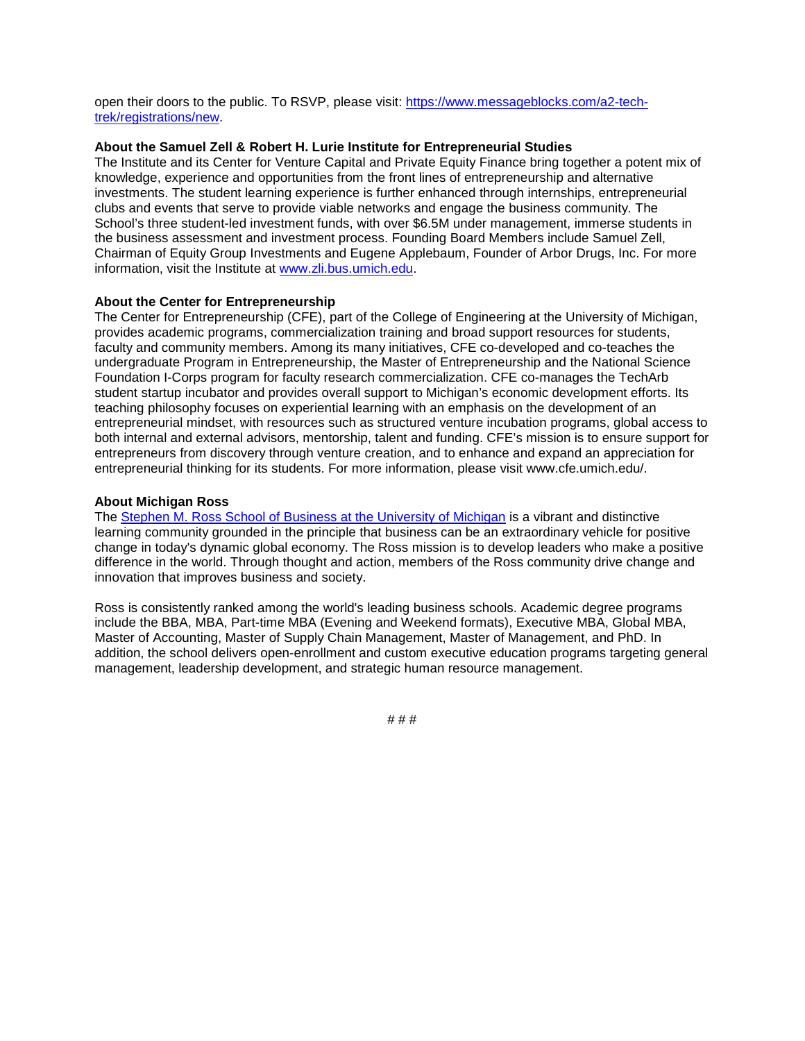open their doors to the public. To RSVP, please visit: [https://www.messageblocks.com/a2-tech-trek/registrations/new](https://www.messageblocks.com/a2-tech-trek/registrations/new).

**About the Samuel Zell & Robert H. Lurie Institute for Entrepreneurial Studies**

The Institute and its Center for Venture Capital and Private Equity Finance bring together a potent mix of knowledge, experience and opportunities from the front lines of entrepreneurship and alternative investments. The student learning experience is further enhanced through internships, entrepreneurial clubs and events that serve to provide viable networks and engage the business community. The School's three student-led investment funds, with over $6.5M under management, immerse students in the business assessment and investment process. Founding Board Members include Samuel Zell, Chairman of Equity Group Investments and Eugene Applebaum, Founder of Arbor Drugs, Inc. For more information, visit the Institute at [www.zli.bus.umich.edu](http://www.zli.bus.umich.edu).

**About the Center for Entrepreneurship**

The Center for Entrepreneurship (CFE), part of the College of Engineering at the University of Michigan, provides academic programs, commercialization training and broad support resources for students, faculty and community members. Among its many initiatives, CFE co-developed and co-teaches the undergraduate Program in Entrepreneurship, the Master of Entrepreneurship and the National Science Foundation I-Corps program for faculty research commercialization. CFE co-manages the TechArb student startup incubator and provides overall support to Michigan's economic development efforts. Its teaching philosophy focuses on experiential learning with an emphasis on the development of an entrepreneurial mindset, with resources such as structured venture incubation programs, global access to both internal and external advisors, mentorship, talent and funding. CFE's mission is to ensure support for entrepreneurs from discovery through venture creation, and to enhance and expand an appreciation for entrepreneurial thinking for its students. For more information, please visit www.cfe.umich.edu/.

**About Michigan Ross**

The [Stephen M. Ross School of Business at the University of Michigan]() is a vibrant and distinctive learning community grounded in the principle that business can be an extraordinary vehicle for positive change in today's dynamic global economy. The Ross mission is to develop leaders who make a positive difference in the world. Through thought and action, members of the Ross community drive change and innovation that improves business and society.

Ross is consistently ranked among the world's leading business schools. Academic degree programs include the BBA, MBA, Part-time MBA (Evening and Weekend formats), Executive MBA, Global MBA, Master of Accounting, Master of Supply Chain Management, Master of Management, and PhD. In addition, the school delivers open-enrollment and custom executive education programs targeting general management, leadership development, and strategic human resource management.

# # #